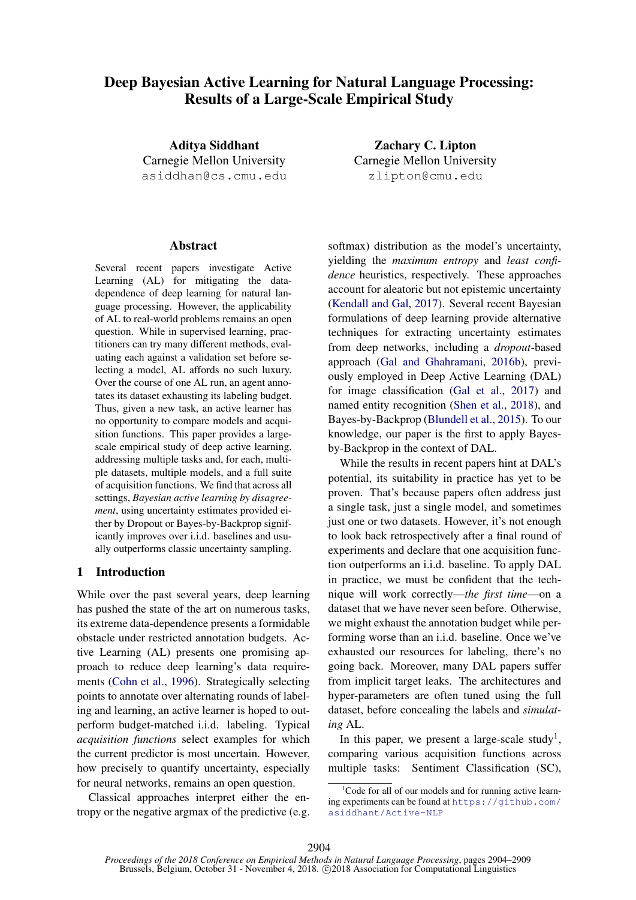# Deep Bayesian Active Learning for Natural Language Processing: Results of a Large-Scale Empirical Study

**Aditya Siddhant**
Carnegie Mellon University
asiddhan@cs.cmu.edu

**Zachary C. Lipton**
Carnegie Mellon University
zlipton@cmu.edu

## Abstract

Several recent papers investigate Active Learning (AL) for mitigating the data-dependence of deep learning for natural language processing. However, the applicability of AL to real-world problems remains an open question. While in supervised learning, practitioners can try many different methods, evaluating each against a validation set before selecting a model, AL affords no such luxury. Over the course of one AL run, an agent annotates its dataset exhausting its labeling budget. Thus, given a new task, an active learner has no opportunity to compare models and acquisition functions. This paper provides a large-scale empirical study of deep active learning, addressing multiple tasks and, for each, multiple datasets, multiple models, and a full suite of acquisition functions. We find that across all settings, *Bayesian active learning by disagreement*, using uncertainty estimates provided either by Dropout or Bayes-by-Backprop significantly improves over i.i.d. baselines and usually outperforms classic uncertainty sampling.

## 1 Introduction

While over the past several years, deep learning has pushed the state of the art on numerous tasks, its extreme data-dependence presents a formidable obstacle under restricted annotation budgets. Active Learning (AL) presents one promising approach to reduce deep learning's data requirements (Cohn et al., 1996). Strategically selecting points to annotate over alternating rounds of labeling and learning, an active learner is hoped to outperform budget-matched i.i.d. labeling. Typical *acquisition functions* select examples for which the current predictor is most uncertain. However, how precisely to quantify uncertainty, especially for neural networks, remains an open question.

Classical approaches interpret either the entropy or the negative argmax of the predictive (e.g. softmax) distribution as the model's uncertainty, yielding the *maximum entropy* and *least confidence* heuristics, respectively. These approaches account for aleatoric but not epistemic uncertainty (Kendall and Gal, 2017). Several recent Bayesian formulations of deep learning offer alternative techniques for extracting uncertainty estimates from deep networks, including a *dropout*-based approach (Gal and Ghahramani, 2016b), previously employed in Deep Active Learning (DAL) for image classification (Gal et al., 2017) and named entity recognition (Shen et al., 2018), and Bayes-by-Backprop (Blundell et al., 2015). To our knowledge, our paper is the first to apply Bayes-by-Backprop in the context of DAL.

While the results in recent papers hint at DAL's potential, its suitability in practice has yet to be proven. That's because papers often address just a single task, just a single model, and sometimes just one or two datasets. However, it's not enough to look back retrospectively after a final round of experiments and declare that one acquisition function outperforms an i.i.d. baseline. To apply DAL in practice, we must be confident that the technique will work correctly—*the first time*—on a dataset that we have never seen before. Otherwise, we might exhaust the annotation budget while performing worse than an i.i.d. baseline. Once we've exhausted our resources for labeling, there's no going back. Moreover, many DAL papers suffer from implicit target leaks. The architectures and hyper-parameters are often tuned using the full dataset, before concealing the labels and *simulating* AL.

In this paper, we present a large-scale study[1], comparing various acquisition functions across multiple tasks: Sentiment Classification (SC),

[1]Code for all of our models and for running active learning experiments can be found at https://github.com/asiddhant/Active-NLP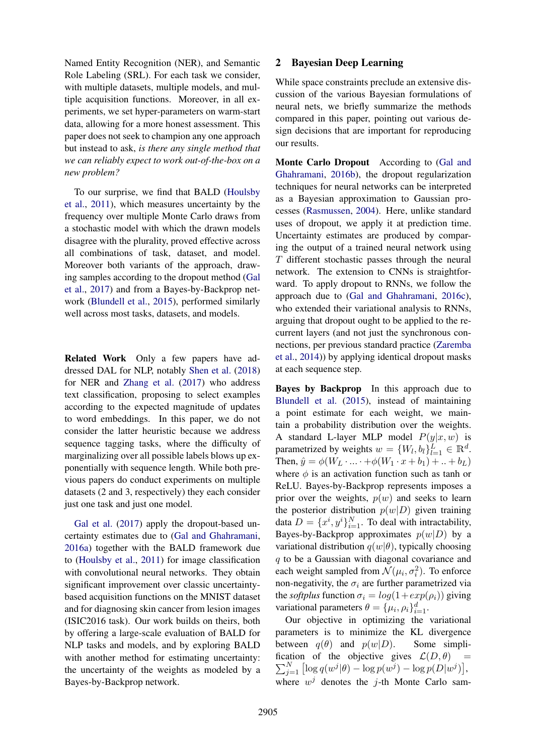Named Entity Recognition (NER), and Semantic Role Labeling (SRL). For each task we consider, with multiple datasets, multiple models, and multiple acquisition functions. Moreover, in all experiments, we set hyper-parameters on warm-start data, allowing for a more honest assessment. This paper does not seek to champion any one approach but instead to ask, *is there any single method that we can reliably expect to work out-of-the-box on a new problem?*

To our surprise, we find that BALD (Houlsby et al., 2011), which measures uncertainty by the frequency over multiple Monte Carlo draws from a stochastic model with which the drawn models disagree with the plurality, proved effective across all combinations of task, dataset, and model. Moreover both variants of the approach, drawing samples according to the dropout method (Gal et al., 2017) and from a Bayes-by-Backprop network (Blundell et al., 2015), performed similarly well across most tasks, datasets, and models.

**Related Work** Only a few papers have addressed DAL for NLP, notably Shen et al. (2018) for NER and Zhang et al. (2017) who address text classification, proposing to select examples according to the expected magnitude of updates to word embeddings. In this paper, we do not consider the latter heuristic because we address sequence tagging tasks, where the difficulty of marginalizing over all possible labels blows up exponentially with sequence length. While both previous papers do conduct experiments on multiple datasets (2 and 3, respectively) they each consider just one task and just one model.

Gal et al. (2017) apply the dropout-based uncertainty estimates due to (Gal and Ghahramani, 2016a) together with the BALD framework due to (Houlsby et al., 2011) for image classification with convolutional neural networks. They obtain significant improvement over classic uncertainty-based acquisition functions on the MNIST dataset and for diagnosing skin cancer from lesion images (ISIC2016 task). Our work builds on theirs, both by offering a large-scale evaluation of BALD for NLP tasks and models, and by exploring BALD with another method for estimating uncertainty: the uncertainty of the weights as modeled by a Bayes-by-Backprop network.

## 2 Bayesian Deep Learning

While space constraints preclude an extensive discussion of the various Bayesian formulations of neural nets, we briefly summarize the methods compared in this paper, pointing out various design decisions that are important for reproducing our results.

**Monte Carlo Dropout** According to (Gal and Ghahramani, 2016b), the dropout regularization techniques for neural networks can be interpreted as a Bayesian approximation to Gaussian processes (Rasmussen, 2004). Here, unlike standard uses of dropout, we apply it at prediction time. Uncertainty estimates are produced by comparing the output of a trained neural network using $T$ different stochastic passes through the neural network. The extension to CNNs is straightforward. To apply dropout to RNNs, we follow the approach due to (Gal and Ghahramani, 2016c), who extended their variational analysis to RNNs, arguing that dropout ought to be applied to the recurrent layers (and not just the synchronous connections, per previous standard practice (Zaremba et al., 2014)) by applying identical dropout masks at each sequence step.

**Bayes by Backprop** In this approach due to Blundell et al. (2015), instead of maintaining a point estimate for each weight, we maintain a probability distribution over the weights. A standard L-layer MLP model $P(y|x, w)$ is parametrized by weights $w = \{W_l, b_l\}_{l=1}^{L} \in \mathbb{R}^d$. Then, $\hat{y} = \phi(W_L \cdot ... \cdot +\phi(W_1 \cdot x + b_1) + .. + b_L)$ where $\phi$ is an activation function such as tanh or ReLU. Bayes-by-Backprop represents imposes a prior over the weights, $p(w)$ and seeks to learn the posterior distribution $p(w|D)$ given training data $D = \{x^i, y^i\}_{i=1}^{N}$. To deal with intractability, Bayes-by-Backprop approximates $p(w|D)$ by a variational distribution $q(w|\theta)$, typically choosing $q$ to be a Gaussian with diagonal covariance and each weight sampled from $\mathcal{N}(\mu_i, \sigma_i^2)$. To enforce non-negativity, the $\sigma_i$ are further parametrized via the *softplus* function $\sigma_i = log(1+exp(\rho_i))$ giving variational parameters $\theta = \{\mu_i, \rho_i\}_{i=1}^{d}$.

Our objective in optimizing the variational parameters is to minimize the KL divergence between $q(\theta)$ and $p(w|D)$. Some simplification of the objective gives $\mathcal{L}(D, \theta) = \sum_{j=1}^{N} \left[\log q(w^j|\theta) - \log p(w^j) - \log p(D|w^j)\right]$, where $w^j$ denotes the $j$-th Monte Carlo sam-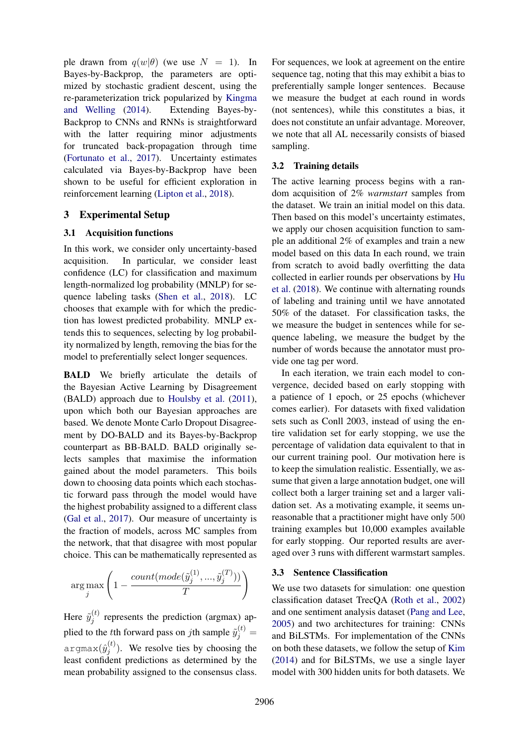ple drawn from $q(w|\theta)$ (we use $N = 1$). In Bayes-by-Backprop, the parameters are optimized by stochastic gradient descent, using the re-parameterization trick popularized by Kingma and Welling (2014). Extending Bayes-by-Backprop to CNNs and RNNs is straightforward with the latter requiring minor adjustments for truncated back-propagation through time (Fortunato et al., 2017). Uncertainty estimates calculated via Bayes-by-Backprop have been shown to be useful for efficient exploration in reinforcement learning (Lipton et al., 2018).

## 3 Experimental Setup

### 3.1 Acquisition functions

In this work, we consider only uncertainty-based acquisition. In particular, we consider least confidence (LC) for classification and maximum length-normalized log probability (MNLP) for sequence labeling tasks (Shen et al., 2018). LC chooses that example with for which the prediction has lowest predicted probability. MNLP extends this to sequences, selecting by log probability normalized by length, removing the bias for the model to preferentially select longer sequences.

**BALD** We briefly articulate the details of the Bayesian Active Learning by Disagreement (BALD) approach due to Houlsby et al. (2011), upon which both our Bayesian approaches are based. We denote Monte Carlo Dropout Disagreement by DO-BALD and its Bayes-by-Backprop counterpart as BB-BALD. BALD originally selects samples that maximise the information gained about the model parameters. This boils down to choosing data points which each stochastic forward pass through the model would have the highest probability assigned to a different class (Gal et al., 2017). Our measure of uncertainty is the fraction of models, across MC samples from the network, that that disagree with most popular choice. This can be mathematically represented as

$$\arg\max_{j} \left( 1 - \frac{count(mode(\tilde{y}_j^{(1)}, ..., \tilde{y}_j^{(T)}))}{T} \right)$$

Here $\tilde{y}_j^{(t)}$ represents the prediction (argmax) applied to the $t$th forward pass on $j$th sample $\tilde{y}_j^{(t)} = \texttt{argmax}(\hat{y}_j^{(t)})$. We resolve ties by choosing the least confident predictions as determined by the mean probability assigned to the consensus class. For sequences, we look at agreement on the entire sequence tag, noting that this may exhibit a bias to preferentially sample longer sentences. Because we measure the budget at each round in words (not sentences), while this constitutes a bias, it does not constitute an unfair advantage. Moreover, we note that all AL necessarily consists of biased sampling.

### 3.2 Training details

The active learning process begins with a random acquisition of 2% *warmstart* samples from the dataset. We train an initial model on this data. Then based on this model's uncertainty estimates, we apply our chosen acquisition function to sample an additional 2% of examples and train a new model based on this data In each round, we train from scratch to avoid badly overfitting the data collected in earlier rounds per observations by Hu et al. (2018). We continue with alternating rounds of labeling and training until we have annotated 50% of the dataset. For classification tasks, the we measure the budget in sentences while for sequence labeling, we measure the budget by the number of words because the annotator must provide one tag per word.

In each iteration, we train each model to convergence, decided based on early stopping with a patience of 1 epoch, or 25 epochs (whichever comes earlier). For datasets with fixed validation sets such as Conll 2003, instead of using the entire validation set for early stopping, we use the percentage of validation data equivalent to that in our current training pool. Our motivation here is to keep the simulation realistic. Essentially, we assume that given a large annotation budget, one will collect both a larger training set and a larger validation set. As a motivating example, it seems unreasonable that a practitioner might have only 500 training examples but 10,000 examples available for early stopping. Our reported results are averaged over 3 runs with different warmstart samples.

### 3.3 Sentence Classification

We use two datasets for simulation: one question classification dataset TrecQA (Roth et al., 2002) and one sentiment analysis dataset (Pang and Lee, 2005) and two architectures for training: CNNs and BiLSTMs. For implementation of the CNNs on both these datasets, we follow the setup of Kim (2014) and for BiLSTMs, we use a single layer model with 300 hidden units for both datasets. We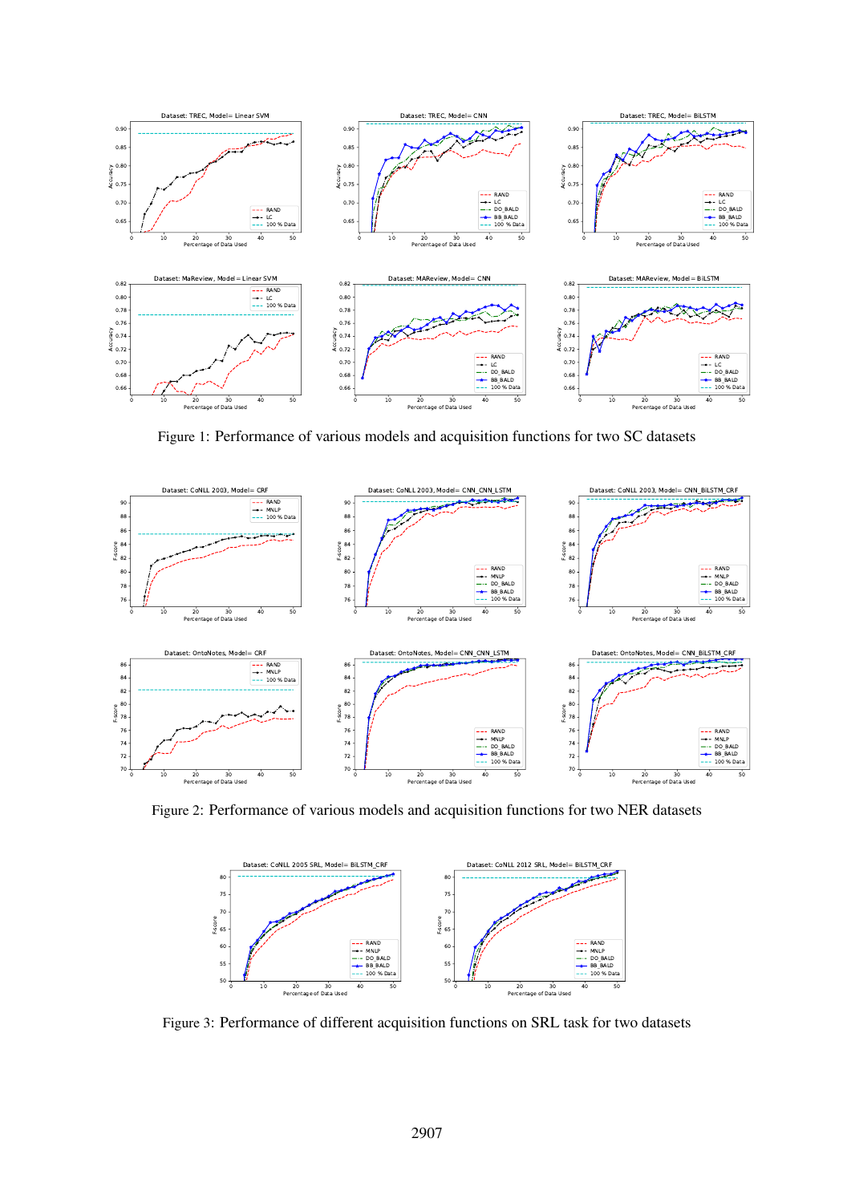Figure 1: Performance of various models and acquisition functions for two SC datasets

Figure 2: Performance of various models and acquisition functions for two NER datasets

Figure 3: Performance of different acquisition functions on SRL task for two datasets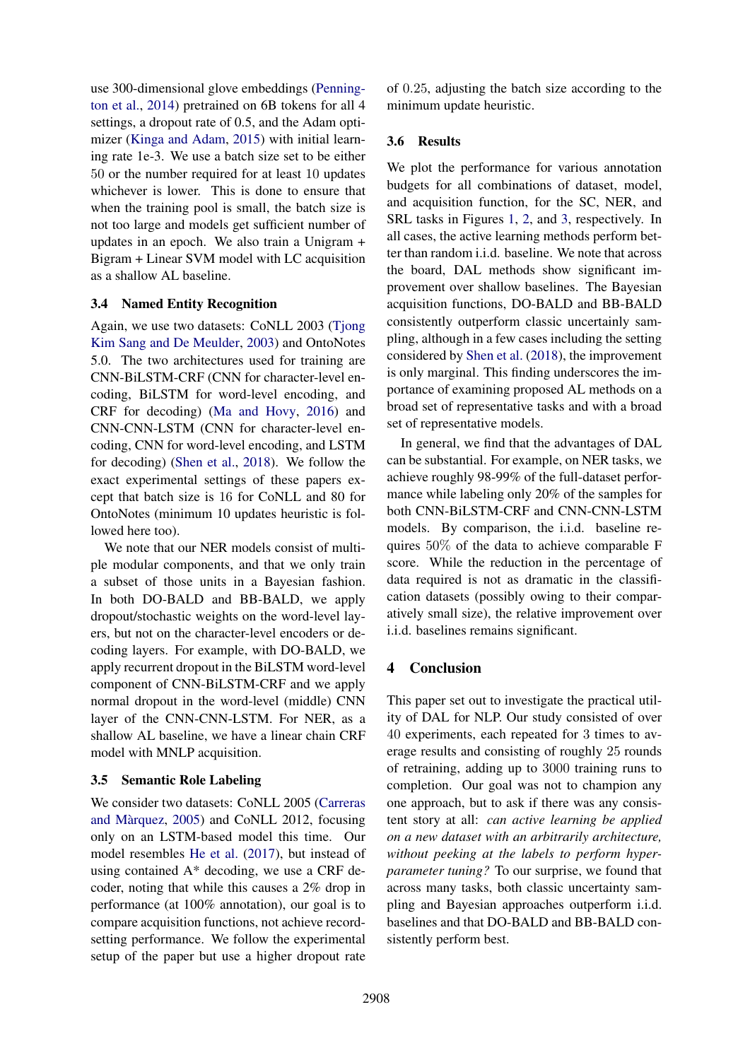use 300-dimensional glove embeddings (Pennington et al., 2014) pretrained on 6B tokens for all 4 settings, a dropout rate of 0.5, and the Adam optimizer (Kinga and Adam, 2015) with initial learning rate 1e-3. We use a batch size set to be either 50 or the number required for at least 10 updates whichever is lower. This is done to ensure that when the training pool is small, the batch size is not too large and models get sufficient number of updates in an epoch. We also train a Unigram + Bigram + Linear SVM model with LC acquisition as a shallow AL baseline.

### 3.4 Named Entity Recognition

Again, we use two datasets: CoNLL 2003 (Tjong Kim Sang and De Meulder, 2003) and OntoNotes 5.0. The two architectures used for training are CNN-BiLSTM-CRF (CNN for character-level encoding, BiLSTM for word-level encoding, and CRF for decoding) (Ma and Hovy, 2016) and CNN-CNN-LSTM (CNN for character-level encoding, CNN for word-level encoding, and LSTM for decoding) (Shen et al., 2018). We follow the exact experimental settings of these papers except that batch size is 16 for CoNLL and 80 for OntoNotes (minimum 10 updates heuristic is followed here too).

We note that our NER models consist of multiple modular components, and that we only train a subset of those units in a Bayesian fashion. In both DO-BALD and BB-BALD, we apply dropout/stochastic weights on the word-level layers, but not on the character-level encoders or decoding layers. For example, with DO-BALD, we apply recurrent dropout in the BiLSTM word-level component of CNN-BiLSTM-CRF and we apply normal dropout in the word-level (middle) CNN layer of the CNN-CNN-LSTM. For NER, as a shallow AL baseline, we have a linear chain CRF model with MNLP acquisition.

### 3.5 Semantic Role Labeling

We consider two datasets: CoNLL 2005 (Carreras and Màrquez, 2005) and CoNLL 2012, focusing only on an LSTM-based model this time. Our model resembles He et al. (2017), but instead of using contained A* decoding, we use a CRF decoder, noting that while this causes a 2% drop in performance (at 100% annotation), our goal is to compare acquisition functions, not achieve record-setting performance. We follow the experimental setup of the paper but use a higher dropout rate of 0.25, adjusting the batch size according to the minimum update heuristic.

### 3.6 Results

We plot the performance for various annotation budgets for all combinations of dataset, model, and acquisition function, for the SC, NER, and SRL tasks in Figures 1, 2, and 3, respectively. In all cases, the active learning methods perform better than random i.i.d. baseline. We note that across the board, DAL methods show significant improvement over shallow baselines. The Bayesian acquisition functions, DO-BALD and BB-BALD consistently outperform classic uncertainty sampling, although in a few cases including the setting considered by Shen et al. (2018), the improvement is only marginal. This finding underscores the importance of examining proposed AL methods on a broad set of representative tasks and with a broad set of representative models.

In general, we find that the advantages of DAL can be substantial. For example, on NER tasks, we achieve roughly 98-99% of the full-dataset performance while labeling only 20% of the samples for both CNN-BiLSTM-CRF and CNN-CNN-LSTM models. By comparison, the i.i.d. baseline requires 50% of the data to achieve comparable F score. While the reduction in the percentage of data required is not as dramatic in the classification datasets (possibly owing to their comparatively small size), the relative improvement over i.i.d. baselines remains significant.

## 4 Conclusion

This paper set out to investigate the practical utility of DAL for NLP. Our study consisted of over 40 experiments, each repeated for 3 times to average results and consisting of roughly 25 rounds of retraining, adding up to 3000 training runs to completion. Our goal was not to champion any one approach, but to ask if there was any consistent story at all: *can active learning be applied on a new dataset with an arbitrarily architecture, without peeking at the labels to perform hyperparameter tuning?* To our surprise, we found that across many tasks, both classic uncertainty sampling and Bayesian approaches outperform i.i.d. baselines and that DO-BALD and BB-BALD consistently perform best.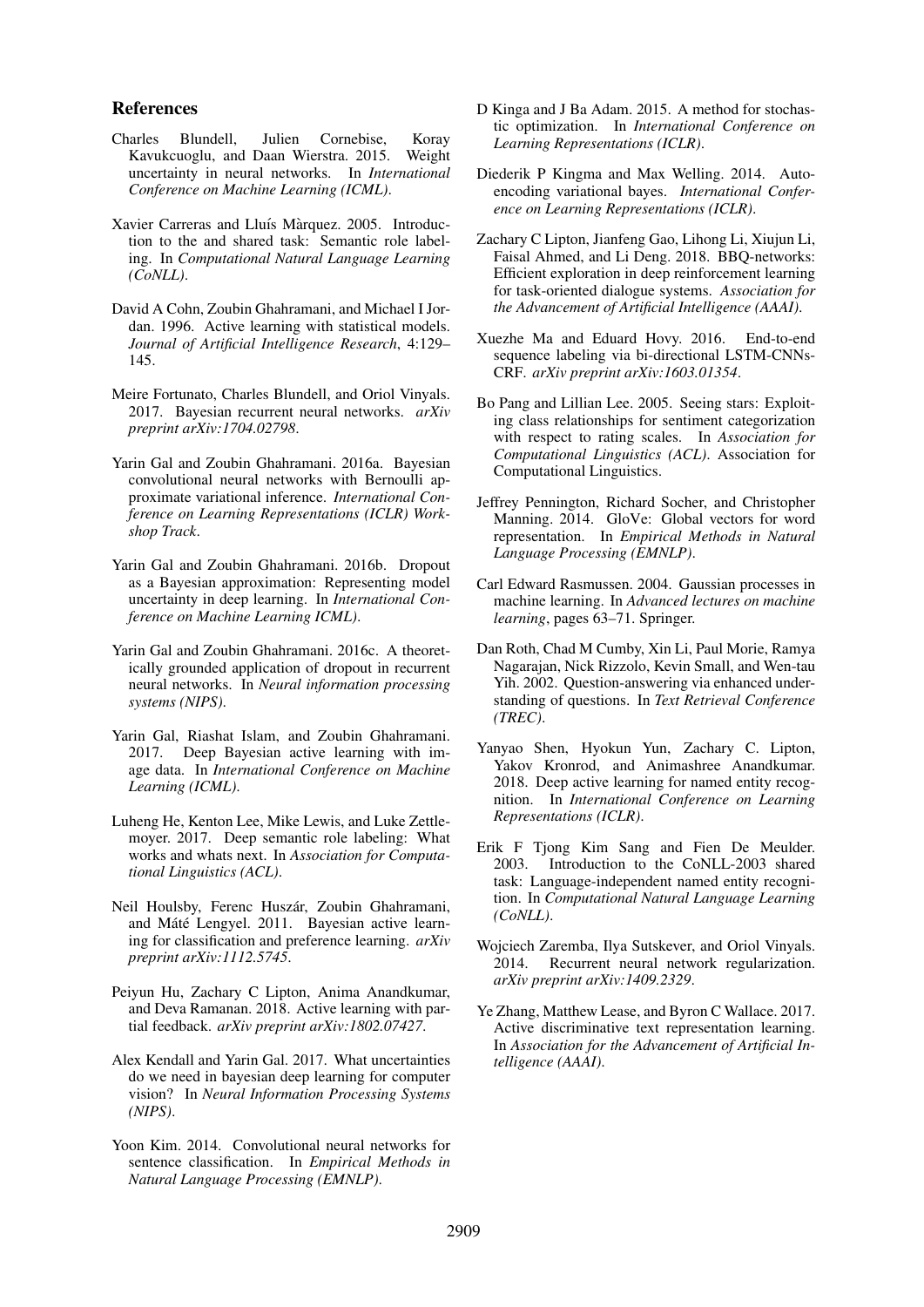## References

Charles Blundell, Julien Cornebise, Koray Kavukcuoglu, and Daan Wierstra. 2015. Weight uncertainty in neural networks. In *International Conference on Machine Learning (ICML)*.

Xavier Carreras and Lluís Màrquez. 2005. Introduction to the and shared task: Semantic role labeling. In *Computational Natural Language Learning (CoNLL)*.

David A Cohn, Zoubin Ghahramani, and Michael I Jordan. 1996. Active learning with statistical models. *Journal of Artificial Intelligence Research*, 4:129–145.

Meire Fortunato, Charles Blundell, and Oriol Vinyals. 2017. Bayesian recurrent neural networks. *arXiv preprint arXiv:1704.02798*.

Yarin Gal and Zoubin Ghahramani. 2016a. Bayesian convolutional neural networks with Bernoulli approximate variational inference. *International Conference on Learning Representations (ICLR) Workshop Track*.

Yarin Gal and Zoubin Ghahramani. 2016b. Dropout as a Bayesian approximation: Representing model uncertainty in deep learning. In *International Conference on Machine Learning ICML)*.

Yarin Gal and Zoubin Ghahramani. 2016c. A theoretically grounded application of dropout in recurrent neural networks. In *Neural information processing systems (NIPS)*.

Yarin Gal, Riashat Islam, and Zoubin Ghahramani. 2017. Deep Bayesian active learning with image data. In *International Conference on Machine Learning (ICML)*.

Luheng He, Kenton Lee, Mike Lewis, and Luke Zettlemoyer. 2017. Deep semantic role labeling: What works and whats next. In *Association for Computational Linguistics (ACL)*.

Neil Houlsby, Ferenc Huszár, Zoubin Ghahramani, and Máté Lengyel. 2011. Bayesian active learning for classification and preference learning. *arXiv preprint arXiv:1112.5745*.

Peiyun Hu, Zachary C Lipton, Anima Anandkumar, and Deva Ramanan. 2018. Active learning with partial feedback. *arXiv preprint arXiv:1802.07427*.

Alex Kendall and Yarin Gal. 2017. What uncertainties do we need in bayesian deep learning for computer vision? In *Neural Information Processing Systems (NIPS)*.

Yoon Kim. 2014. Convolutional neural networks for sentence classification. In *Empirical Methods in Natural Language Processing (EMNLP)*.

D Kinga and J Ba Adam. 2015. A method for stochastic optimization. In *International Conference on Learning Representations (ICLR)*.

Diederik P Kingma and Max Welling. 2014. Auto-encoding variational bayes. *International Conference on Learning Representations (ICLR)*.

Zachary C Lipton, Jianfeng Gao, Lihong Li, Xiujun Li, Faisal Ahmed, and Li Deng. 2018. BBQ-networks: Efficient exploration in deep reinforcement learning for task-oriented dialogue systems. *Association for the Advancement of Artificial Intelligence (AAAI)*.

Xuezhe Ma and Eduard Hovy. 2016. End-to-end sequence labeling via bi-directional LSTM-CNNs-CRF. *arXiv preprint arXiv:1603.01354*.

Bo Pang and Lillian Lee. 2005. Seeing stars: Exploiting class relationships for sentiment categorization with respect to rating scales. In *Association for Computational Linguistics (ACL)*. Association for Computational Linguistics.

Jeffrey Pennington, Richard Socher, and Christopher Manning. 2014. GloVe: Global vectors for word representation. In *Empirical Methods in Natural Language Processing (EMNLP)*.

Carl Edward Rasmussen. 2004. Gaussian processes in machine learning. In *Advanced lectures on machine learning*, pages 63–71. Springer.

Dan Roth, Chad M Cumby, Xin Li, Paul Morie, Ramya Nagarajan, Nick Rizzolo, Kevin Small, and Wen-tau Yih. 2002. Question-answering via enhanced understanding of questions. In *Text Retrieval Conference (TREC)*.

Yanyao Shen, Hyokun Yun, Zachary C. Lipton, Yakov Kronrod, and Animashree Anandkumar. 2018. Deep active learning for named entity recognition. In *International Conference on Learning Representations (ICLR)*.

Erik F Tjong Kim Sang and Fien De Meulder. 2003. Introduction to the CoNLL-2003 shared task: Language-independent named entity recognition. In *Computational Natural Language Learning (CoNLL)*.

Wojciech Zaremba, Ilya Sutskever, and Oriol Vinyals. 2014. Recurrent neural network regularization. *arXiv preprint arXiv:1409.2329*.

Ye Zhang, Matthew Lease, and Byron C Wallace. 2017. Active discriminative text representation learning. In *Association for the Advancement of Artificial Intelligence (AAAI)*.